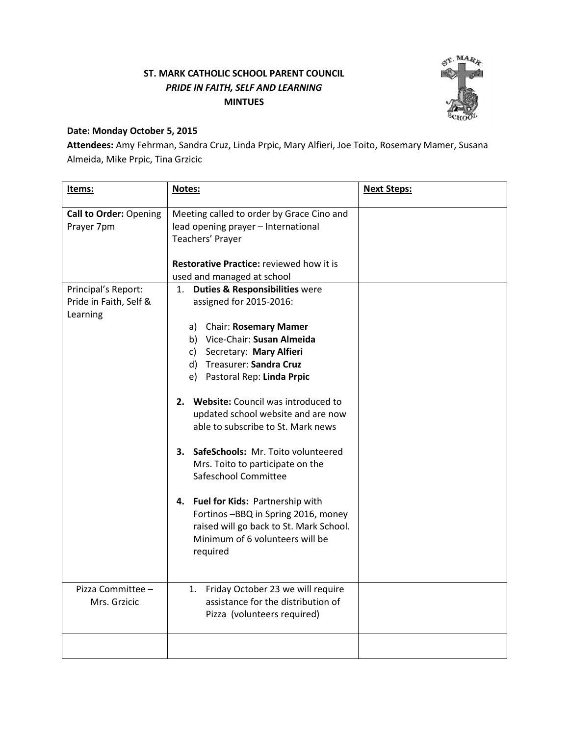**ST. MARK CATHOLIC SCHOOL PARENT COUNCIL**
***PRIDE IN FAITH, SELF AND LEARNING***
**MINTUES**

**Date: Monday October 5, 2015**
**Attendees:** Amy Fehrman, Sandra Cruz, Linda Prpic, Mary Alfieri, Joe Toito, Rosemary Mamer, Susana Almeida, Mike Prpic, Tina Grzicic

| **Items:** | **Notes:** | **Next Steps:** |
|---|---|---|
| **Call to Order:** Opening Prayer 7pm | Meeting called to order by Grace Cino and lead opening prayer – International Teachers' Prayer<br><br>**Restorative Practice:** reviewed how it is used and managed at school | |
| Principal's Report: Pride in Faith, Self & Learning | 1. **Duties & Responsibilities** were assigned for 2015-2016:<br>a) Chair: **Rosemary Mamer**<br>b) Vice-Chair: **Susan Almeida**<br>c) Secretary: **Mary Alfieri**<br>d) Treasurer: **Sandra Cruz**<br>e) Pastoral Rep: **Linda Prpic**<br><br>2. **Website:** Council was introduced to updated school website and are now able to subscribe to St. Mark news<br><br>3. **SafeSchools:** Mr. Toito volunteered Mrs. Toito to participate on the Safeschool Committee<br><br>4. **Fuel for Kids:** Partnership with Fortinos –BBQ in Spring 2016, money raised will go back to St. Mark School. Minimum of 6 volunteers will be required | |
| Pizza Committee – Mrs. Grzicic | 1. Friday October 23 we will require assistance for the distribution of Pizza (volunteers required) | |
| | | |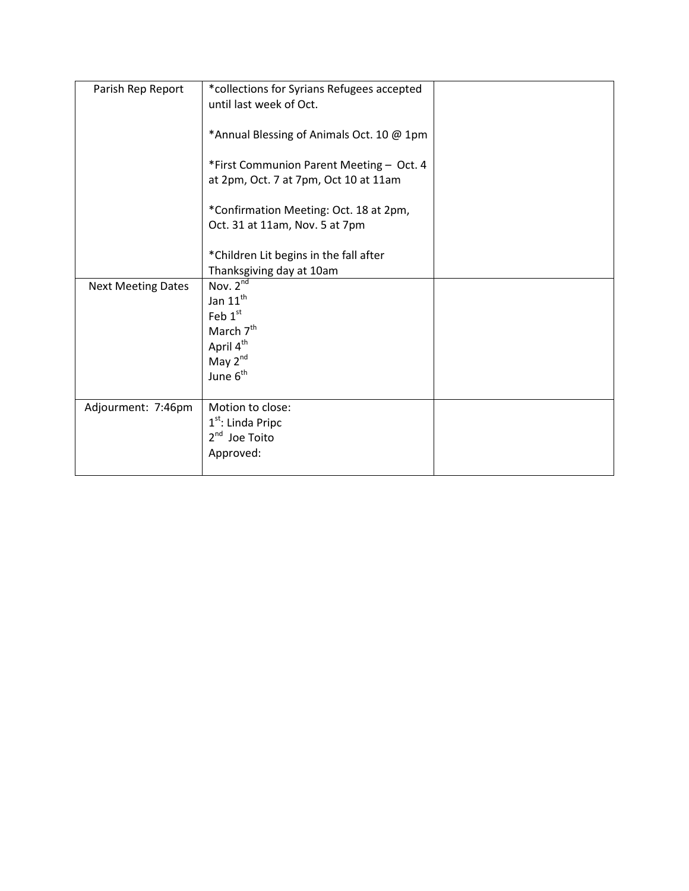| | | |
|---|---|---|
| Parish Rep Report | *collections for Syrians Refugees accepted until last week of Oct.<br><br>*Annual Blessing of Animals Oct. 10 @ 1pm<br><br>*First Communion Parent Meeting – Oct. 4 at 2pm, Oct. 7 at 7pm, Oct 10 at 11am<br><br>*Confirmation Meeting: Oct. 18 at 2pm, Oct. 31 at 11am, Nov. 5 at 7pm<br><br>*Children Lit begins in the fall after Thanksgiving day at 10am | |
| Next Meeting Dates | Nov. 2nd<br>Jan 11th<br>Feb 1st<br>March 7th<br>April 4th<br>May 2nd<br>June 6th | |
| Adjourment: 7:46pm | Motion to close:<br>1st: Linda Pripc<br>2nd Joe Toito<br>Approved: | |